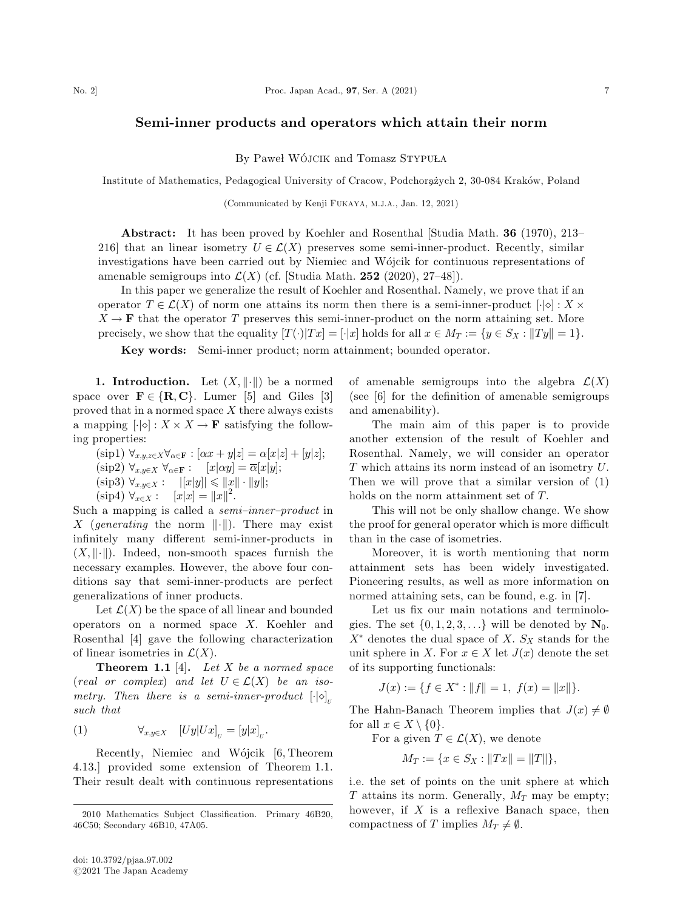# Semi-inner products and operators which attain their norm

By Paweł Wójcik and Tomasz Stypuła

Institute of Mathematics, Pedagogical University of Cracow, Podchorążych 2, 30-084 Kraków, Poland

(Communicated by Kenji Fukaya, m.j.a., Jan. 12, 2021)

**Abstract:** It has been proved by Koehler and Rosenthal [Studia Math. **36** (1970), 213–216] that an linear isometry $U \in \mathcal{L}(X)$ preserves some semi-inner-product. Recently, similar investigations have been carried out by Niemiec and Wójcik for continuous representations of amenable semigroups into $\mathcal{L}(X)$ (cf. [Studia Math. **252** (2020), 27–48]).

In this paper we generalize the result of Koehler and Rosenthal. Namely, we prove that if an operator $T \in \mathcal{L}(X)$ of norm one attains its norm then there is a semi-inner-product $[\cdot|\diamond] : X \times X \to \mathbf{F}$ that the operator $T$ preserves this semi-inner-product on the norm attaining set. More precisely, we show that the equality $[T(\cdot)|Tx] = [\cdot|x]$ holds for all $x \in M_T := \{y \in S_X : \|Ty\| = 1\}$.

**Key words:** Semi-inner product; norm attainment; bounded operator.

**1. Introduction.** Let $(X, \|\cdot\|)$ be a normed space over $\mathbf{F} \in \{\mathbf{R}, \mathbf{C}\}$. Lumer [5] and Giles [3] proved that in a normed space $X$ there always exists a mapping $[\cdot|\diamond] : X \times X \to \mathbf{F}$ satisfying the following properties:

(sip1) $\forall_{x,y,z \in X} \forall_{\alpha \in \mathbf{F}} : [\alpha x + y|z] = \alpha[x|z] + [y|z]$;
(sip2) $\forall_{x,y \in X}\ \forall_{\alpha \in \mathbf{F}} : \quad [x|\alpha y] = \overline{\alpha}[x|y]$;
(sip3) $\forall_{x,y \in X} : \quad |[x|y]| \leqslant \|x\| \cdot \|y\|$;
(sip4) $\forall_{x \in X} : \quad [x|x] = \|x\|^2$.

Such a mapping is called a *semi–inner–product* in $X$ (*generating* the norm $\|\cdot\|$). There may exist infinitely many different semi-inner-products in $(X, \|\cdot\|)$. Indeed, non-smooth spaces furnish the necessary examples. However, the above four conditions say that semi-inner-products are perfect generalizations of inner products.

Let $\mathcal{L}(X)$ be the space of all linear and bounded operators on a normed space $X$. Koehler and Rosenthal [4] gave the following characterization of linear isometries in $\mathcal{L}(X)$.

**Theorem 1.1** [4]**.** *Let $X$ be a normed space (real or complex) and let $U \in \mathcal{L}(X)$ be an isometry. Then there is a semi-inner-product $[\cdot|\diamond]_U$ such that*

$$\forall_{x,y \in X} \quad [Uy|Ux]_U = [y|x]_U. \tag{1}$$

Recently, Niemiec and Wójcik [6, Theorem 4.13.] provided some extension of Theorem 1.1. Their result dealt with continuous representations of amenable semigroups into the algebra $\mathcal{L}(X)$ (see [6] for the definition of amenable semigroups and amenability).

The main aim of this paper is to provide another extension of the result of Koehler and Rosenthal. Namely, we will consider an operator $T$ which attains its norm instead of an isometry $U$. Then we will prove that a similar version of (1) holds on the norm attainment set of $T$.

This will not be only shallow change. We show the proof for general operator which is more difficult than in the case of isometries.

Moreover, it is worth mentioning that norm attainment sets has been widely investigated. Pioneering results, as well as more information on normed attaining sets, can be found, e.g. in [7].

Let us fix our main notations and terminologies. The set $\{0, 1, 2, 3, \ldots\}$ will be denoted by $\mathbf{N}_0$. $X^*$ denotes the dual space of $X$. $S_X$ stands for the unit sphere in $X$. For $x \in X$ let $J(x)$ denote the set of its supporting functionals:

$$J(x) := \{f \in X^* : \|f\| = 1,\ f(x) = \|x\|\}.$$

The Hahn-Banach Theorem implies that $J(x) \neq \emptyset$ for all $x \in X \setminus \{0\}$.

For a given $T \in \mathcal{L}(X)$, we denote

$$M_T := \{x \in S_X : \|Tx\| = \|T\|\},$$

i.e. the set of points on the unit sphere at which $T$ attains its norm. Generally, $M_T$ may be empty; however, if $X$ is a reflexive Banach space, then compactness of $T$ implies $M_T \neq \emptyset$.

---

2010 Mathematics Subject Classification. Primary 46B20, 46C50; Secondary 46B10, 47A05.

doi: 10.3792/pjaa.97.002
©2021 The Japan Academy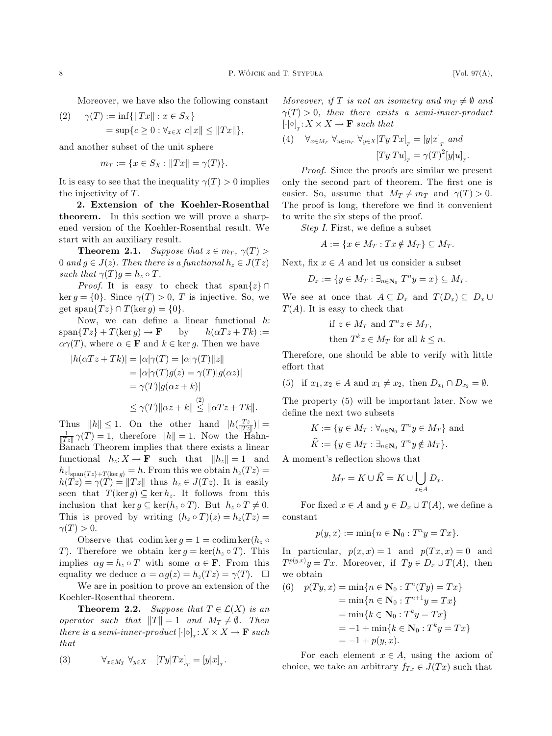Moreover, we have also the following constant

$$
\begin{aligned}
(2) \qquad \gamma(T) &:= \inf\{\|Tx\| : x \in S_X\} \\
&= \sup\{c \geq 0 : \forall_{x\in X}\ c\|x\| \leq \|Tx\|\},
\end{aligned}
$$

and another subset of the unit sphere

$$m_T := \{x \in S_X : \|Tx\| = \gamma(T)\}.$$

It is easy to see that the inequality $\gamma(T) > 0$ implies the injectivity of $T$.

## 2. Extension of the Koehler-Rosenthal theorem.

In this section we will prove a sharpened version of the Koehler-Rosenthal result. We start with an auxiliary result.

**Theorem 2.1.** *Suppose that $z \in m_T$, $\gamma(T) > 0$ and $g \in J(z)$. Then there is a functional $h_z \in J(Tz)$ such that $\gamma(T)g = h_z \circ T$.*

*Proof.* It is easy to check that $\operatorname{span}\{z\} \cap \ker g = \{0\}$. Since $\gamma(T) > 0$, $T$ is injective. So, we get $\operatorname{span}\{Tz\} \cap T(\ker g) = \{0\}$.

Now, we can define a linear functional $h$: $\operatorname{span}\{Tz\} + T(\ker g) \to \mathbf{F}$ by $h(\alpha Tz + Tk) := \alpha\gamma(T)$, where $\alpha \in \mathbf{F}$ and $k \in \ker g$. Then we have

$$
\begin{aligned}
|h(\alpha Tz + Tk)| &= |\alpha|\gamma(T) = |\alpha|\gamma(T)\|z\| \\
&= |\alpha|\gamma(T)g(z) = \gamma(T)|g(\alpha z)| \\
&= \gamma(T)|g(\alpha z + k)| \\
&\leq \gamma(T)\|\alpha z + k\| \overset{(2)}{\leq} \|\alpha Tz + Tk\|.
\end{aligned}
$$

Thus $\|h\| \leq 1$. On the other hand $|h(\frac{Tz}{\|Tz\|})| = \frac{1}{\|Tz\|}\gamma(T) = 1$, therefore $\|h\| = 1$. Now the Hahn-Banach Theorem implies that there exists a linear functional $h_z : X \to \mathbf{F}$ such that $\|h_z\| = 1$ and $h_z|_{\operatorname{span}\{Tz\}+T(\ker g)} = h$. From this we obtain $h_z(Tz) = h(Tz) = \gamma(T) = \|Tz\|$ thus $h_z \in J(Tz)$. It is easily seen that $T(\ker g) \subseteq \ker h_z$. It follows from this inclusion that $\ker g \subseteq \ker(h_z \circ T)$. But $h_z \circ T \neq 0$. This is proved by writing $(h_z \circ T)(z) = h_z(Tz) = \gamma(T) > 0$.

Observe that $\operatorname{codim} \ker g = 1 = \operatorname{codim} \ker(h_z \circ T)$. Therefore we obtain $\ker g = \ker(h_z \circ T)$. This implies $\alpha g = h_z \circ T$ with some $\alpha \in \mathbf{F}$. From this equality we deduce $\alpha = \alpha g(z) = h_z(Tz) = \gamma(T)$. $\square$

We are in position to prove an extension of the Koehler-Rosenthal theorem.

**Theorem 2.2.** *Suppose that $T \in \mathcal{L}(X)$ is an operator such that $\|T\| = 1$ and $M_T \neq \emptyset$. Then there is a semi-inner-product $[\cdot|\diamond]_T : X \times X \to \mathbf{F}$ such that*

$$(3) \qquad \forall_{x\in M_T}\ \forall_{y\in X} \quad [Ty|Tx]_T = [y|x]_T.$$

*Moreover, if $T$ is not an isometry and $m_T \neq \emptyset$ and $\gamma(T) > 0$, then there exists a semi-inner-product $[\cdot|\diamond]_T : X \times X \to \mathbf{F}$ such that*

$$
(4) \quad \forall_{x\in M_T}\ \forall_{u\in m_T}\ \forall_{y\in X} [Ty|Tx]_T = [y|x]_T \text{ and } [Ty|Tu]_T = \gamma(T)^2[y|u]_T.
$$

*Proof.* Since the proofs are similar we present only the second part of theorem. The first one is easier. So, assume that $M_T \neq m_T$ and $\gamma(T) > 0$. The proof is long, therefore we find it convenient to write the six steps of the proof.

*Step I.* First, we define a subset

$$A := \{x \in M_T : Tx \notin M_T\} \subseteq M_T.$$

Next, fix $x \in A$ and let us consider a subset

$$D_x := \{y \in M_T : \exists_{n\in\mathbf{N}_0}\ T^n y = x\} \subseteq M_T.$$

We see at once that $A \subseteq D_x$ and $T(D_x) \subseteq D_x \cup T(A)$. It is easy to check that

$$\text{if } z \in M_T \text{ and } T^n z \in M_T, \text{ then } T^k z \in M_T \text{ for all } k \leq n.$$

Therefore, one should be able to verify with little effort that

$$(5) \quad \text{if } x_1, x_2 \in A \text{ and } x_1 \neq x_2, \text{ then } D_{x_1} \cap D_{x_2} = \emptyset.$$

The property (5) will be important later. Now we define the next two subsets

$$K := \{y \in M_T : \forall_{n\in\mathbf{N}_0}\ T^n y \in M_T\} \text{ and}$$
$$\widehat{K} := \{y \in M_T : \exists_{n\in\mathbf{N}_0}\ T^n y \notin M_T\}.$$

A moment's reflection shows that

$$M_T = K \cup \widehat{K} = K \cup \bigcup_{x\in A} D_x.$$

For fixed $x \in A$ and $y \in D_x \cup T(A)$, we define a constant

$$p(y, x) := \min\{n \in \mathbf{N}_0 : T^n y = Tx\}.$$

In particular, $p(x, x) = 1$ and $p(Tx, x) = 0$ and $T^{p(y,x)}y = Tx$. Moreover, if $Ty \in D_x \cup T(A)$, then we obtain

$$
\begin{aligned}
(6) \quad p(Ty, x) &= \min\{n \in \mathbf{N}_0 : T^n(Ty) = Tx\} \\
&= \min\{n \in \mathbf{N}_0 : T^{n+1}y = Tx\} \\
&= \min\{k \in \mathbf{N}_0 : T^k y = Tx\} \\
&= -1 + \min\{k \in \mathbf{N}_0 : T^k y = Tx\} \\
&= -1 + p(y, x).
\end{aligned}
$$

For each element $x \in A$, using the axiom of choice, we take an arbitrary $f_{Tx} \in J(Tx)$ such that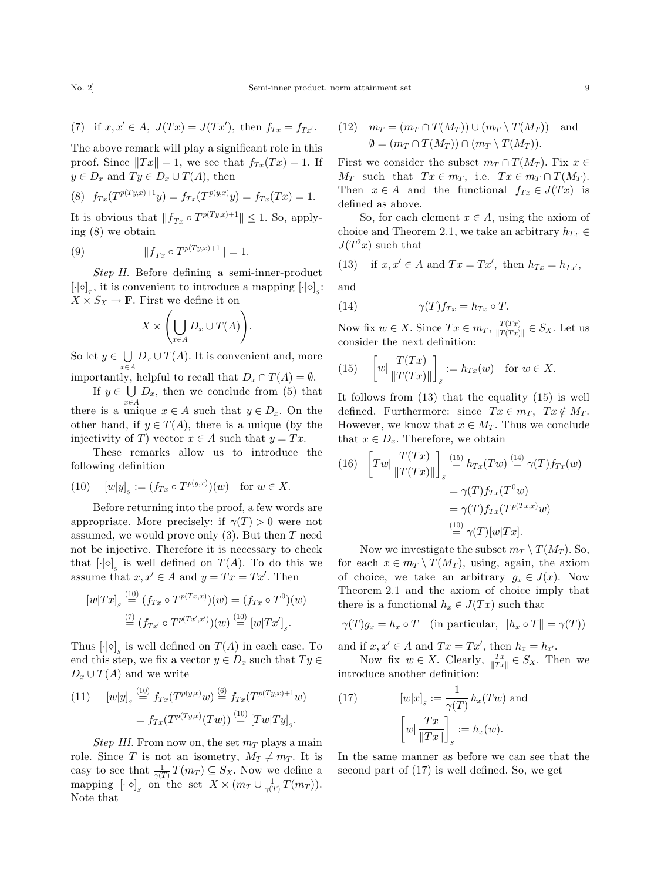(7) if $x, x' \in A$, $J(Tx) = J(Tx')$, then $f_{Tx} = f_{Tx'}$.

The above remark will play a significant role in this proof. Since $\|Tx\| = 1$, we see that $f_{Tx}(Tx) = 1$. If $y \in D_x$ and $Ty \in D_x \cup T(A)$, then

$$(8)\quad f_{Tx}(T^{p(Ty,x)+1}y) = f_{Tx}(T^{p(y,x)}y) = f_{Tx}(Tx) = 1.$$

It is obvious that $\|f_{Tx} \circ T^{p(Ty,x)+1}\| \leq 1$. So, applying (8) we obtain

$$(9)\quad \|f_{Tx} \circ T^{p(Ty,x)+1}\| = 1.$$

*Step II.* Before defining a semi-inner-product $[\cdot|\diamond]_T$, it is convenient to introduce a mapping $[\cdot|\diamond]_S$: $X \times S_X \to \mathbf{F}$. First we define it on

$$X \times \left( \bigcup_{x \in A} D_x \cup T(A) \right).$$

So let $y \in \bigcup_{x \in A} D_x \cup T(A)$. It is convenient and, more importantly, helpful to recall that $D_x \cap T(A) = \emptyset$.

If $y \in \bigcup_{x \in A} D_x$, then we conclude from (5) that there is a unique $x \in A$ such that $y \in D_x$. On the other hand, if $y \in T(A)$, there is a unique (by the injectivity of $T$) vector $x \in A$ such that $y = Tx$.

These remarks allow us to introduce the following definition

$$(10)\quad [w|y]_S := (f_{Tx} \circ T^{p(y,x)})(w) \quad \text{for } w \in X.$$

Before returning into the proof, a few words are appropriate. More precisely: if $\gamma(T) > 0$ were not assumed, we would prove only (3). But then $T$ need not be injective. Therefore it is necessary to check that $[\cdot|\diamond]_S$ is well defined on $T(A)$. To do this we assume that $x, x' \in A$ and $y = Tx = Tx'$. Then

$$\begin{aligned}
[w|Tx]_S &\overset{(10)}{=} (f_{Tx} \circ T^{p(Tx,x)})(w) = (f_{Tx} \circ T^0)(w) \\
&\overset{(7)}{=} (f_{Tx'} \circ T^{p(Tx',x')})(w) \overset{(10)}{=} [w|Tx']_S.
\end{aligned}$$

Thus $[\cdot|\diamond]_S$ is well defined on $T(A)$ in each case. To end this step, we fix a vector $y \in D_x$ such that $Ty \in D_x \cup T(A)$ and we write

$$\begin{aligned}
(11)\quad [w|y]_S &\overset{(10)}{=} f_{Tx}(T^{p(y,x)}w) \overset{(6)}{=} f_{Tx}(T^{p(Ty,x)+1}w) \\
&= f_{Tx}(T^{p(Ty,x)}(Tw)) \overset{(10)}{=} [Tw|Ty]_S.
\end{aligned}$$

*Step III.* From now on, the set $m_T$ plays a main role. Since $T$ is not an isometry, $M_T \neq m_T$. It is easy to see that $\frac{1}{\gamma(T)} T(m_T) \subseteq S_X$. Now we define a mapping $[\cdot|\diamond]_S$ on the set $X \times (m_T \cup \frac{1}{\gamma(T)} T(m_T))$. Note that

$$\begin{aligned}
(12)\quad & m_T = (m_T \cap T(M_T)) \cup (m_T \setminus T(M_T)) \quad \text{and} \\
& \emptyset = (m_T \cap T(M_T)) \cap (m_T \setminus T(M_T)).
\end{aligned}$$

First we consider the subset $m_T \cap T(M_T)$. Fix $x \in M_T$ such that $Tx \in m_T$, i.e. $Tx \in m_T \cap T(M_T)$. Then $x \in A$ and the functional $f_{Tx} \in J(Tx)$ is defined as above.

So, for each element $x \in A$, using the axiom of choice and Theorem 2.1, we take an arbitrary $h_{Tx} \in J(T^2x)$ such that

$$(13)\quad \text{if } x, x' \in A \text{ and } Tx = Tx', \text{ then } h_{Tx} = h_{Tx'},$$

and

$$(14)\quad \gamma(T) f_{Tx} = h_{Tx} \circ T.$$

Now fix $w \in X$. Since $Tx \in m_T$, $\frac{T(Tx)}{\|T(Tx)\|} \in S_X$. Let us consider the next definition:

$$(15)\quad \left[ w \Big| \frac{T(Tx)}{\|T(Tx)\|} \right]_S := h_{Tx}(w) \quad \text{for } w \in X.$$

It follows from (13) that the equality (15) is well defined. Furthermore: since $Tx \in m_T$, $Tx \notin M_T$. However, we know that $x \in M_T$. Thus we conclude that $x \in D_x$. Therefore, we obtain

$$\begin{aligned}
(16)\quad \left[ Tw \Big| \frac{T(Tx)}{\|T(Tx)\|} \right]_S &\overset{(15)}{=} h_{Tx}(Tw) \overset{(14)}{=} \gamma(T) f_{Tx}(w) \\
&= \gamma(T) f_{Tx}(T^0 w) \\
&= \gamma(T) f_{Tx}(T^{p(Tx,x)} w) \\
&\overset{(10)}{=} \gamma(T)[w|Tx].
\end{aligned}$$

Now we investigate the subset $m_T \setminus T(M_T)$. So, for each $x \in m_T \setminus T(M_T)$, using, again, the axiom of choice, we take an arbitrary $g_x \in J(x)$. Now Theorem 2.1 and the axiom of choice imply that there is a functional $h_x \in J(Tx)$ such that

$$\gamma(T) g_x = h_x \circ T \quad (\text{in particular, } \|h_x \circ T\| = \gamma(T))$$

and if $x, x' \in A$ and $Tx = Tx'$, then $h_x = h_{x'}$.

Now fix $w \in X$. Clearly, $\frac{Tx}{\|Tx\|} \in S_X$. Then we introduce another definition:

$$(17)\quad [w|x]_S := \frac{1}{\gamma(T)} h_x(Tw) \text{ and } \left[ w \Big| \frac{Tx}{\|Tx\|} \right]_S := h_x(w).$$

In the same manner as before we can see that the second part of (17) is well defined. So, we get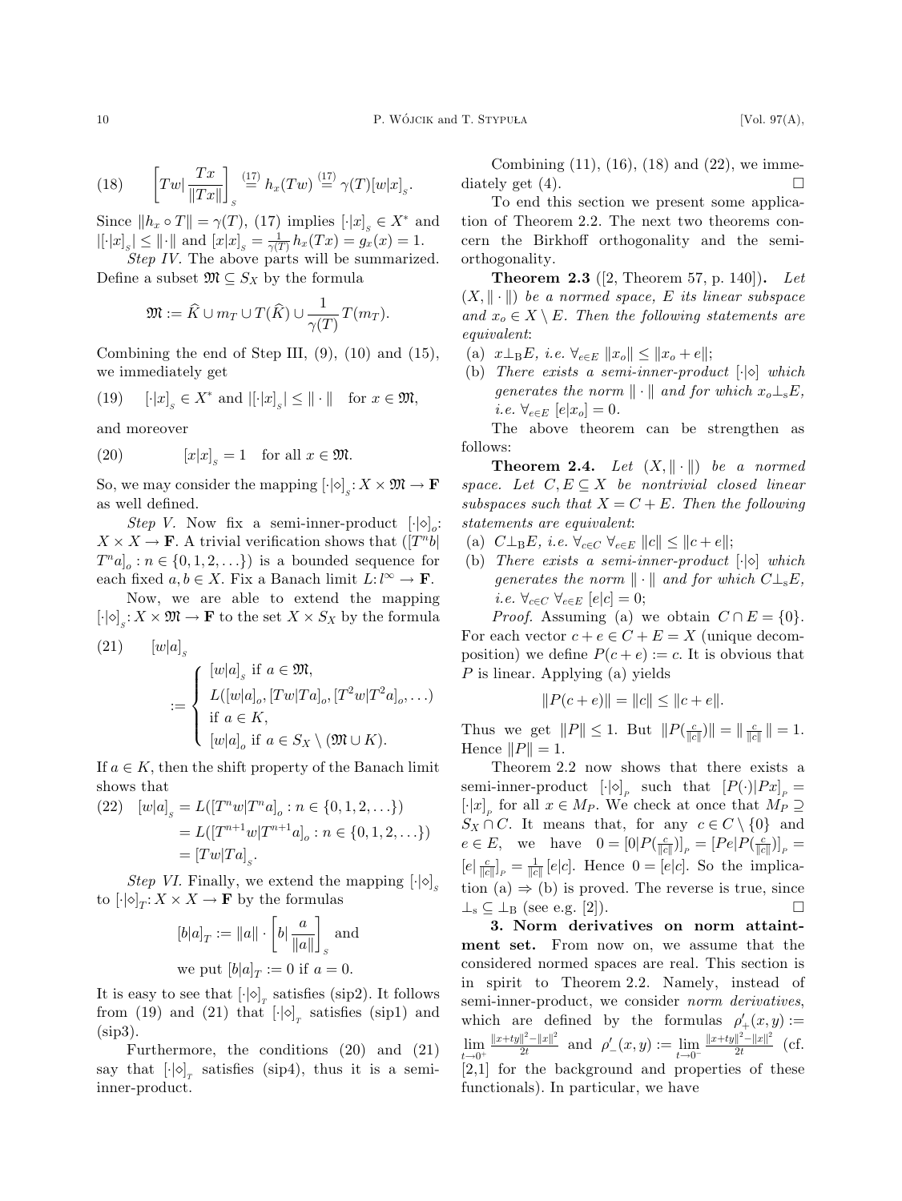$$(18) \qquad \left[Tw \Big| \frac{Tx}{\|Tx\|}\right]_S \overset{(17)}{=} h_x(Tw) \overset{(17)}{=} \gamma(T)[w|x]_S.$$

Since $\|h_x \circ T\| = \gamma(T)$, (17) implies $[\cdot|x]_S \in X^*$ and $|[\cdot|x]_S| \le \|\cdot\|$ and $[x|x]_S = \frac{1}{\gamma(T)} h_x(Tx) = g_x(x) = 1$.

*Step IV.* The above parts will be summarized. Define a subset $\mathfrak{M} \subseteq S_X$ by the formula

$$\mathfrak{M} := \widehat{K} \cup m_T \cup T(\widehat{K}) \cup \frac{1}{\gamma(T)} T(m_T).$$

Combining the end of Step III, (9), (10) and (15), we immediately get

$$(19) \qquad [\cdot|x]_S \in X^* \text{ and } |[\cdot|x]_S| \le \|\cdot\| \quad \text{for } x \in \mathfrak{M},$$

and moreover

$$(20) \qquad [x|x]_S = 1 \quad \text{for all } x \in \mathfrak{M}.$$

So, we may consider the mapping $[\cdot|\diamond]_S \colon X \times \mathfrak{M} \to \mathbf{F}$ as well defined.

*Step V.* Now fix a semi-inner-product $[\cdot|\diamond]_o \colon X \times X \to \mathbf{F}$. A trivial verification shows that $([T^n b| T^n a]_o : n \in \{0, 1, 2, \ldots\})$ is a bounded sequence for each fixed $a, b \in X$. Fix a Banach limit $L \colon l^\infty \to \mathbf{F}$.

Now, we are able to extend the mapping $[\cdot|\diamond]_S \colon X \times \mathfrak{M} \to \mathbf{F}$ to the set $X \times S_X$ by the formula

$$(21) \qquad [w|a]_S := \begin{cases} [w|a]_S \text{ if } a \in \mathfrak{M}, \\ L([w|a]_o, [Tw|Ta]_o, [T^2 w|T^2 a]_o, \ldots) \\ \text{if } a \in K, \\ [w|a]_o \text{ if } a \in S_X \setminus (\mathfrak{M} \cup K). \end{cases}$$

If $a \in K$, then the shift property of the Banach limit shows that

$$\begin{aligned} (22) \quad [w|a]_S &= L([T^n w|T^n a]_o : n \in \{0, 1, 2, \ldots\}) \\ &= L([T^{n+1} w|T^{n+1} a]_o : n \in \{0, 1, 2, \ldots\}) \\ &= [Tw|Ta]_S. \end{aligned}$$

*Step VI.* Finally, we extend the mapping $[\cdot|\diamond]_S$ to $[\cdot|\diamond]_T \colon X \times X \to \mathbf{F}$ by the formulas

$$[b|a]_T := \|a\| \cdot \left[b \Big| \frac{a}{\|a\|}\right]_S \text{ and}$$
$$\text{we put } [b|a]_T := 0 \text{ if } a = 0.$$

It is easy to see that $[\cdot|\diamond]_T$ satisfies (sip2). It follows from (19) and (21) that $[\cdot|\diamond]_T$ satisfies (sip1) and (sip3).

Furthermore, the conditions (20) and (21) say that $[\cdot|\diamond]_T$ satisfies (sip4), thus it is a semi-inner-product.

Combining (11), (16), (18) and (22), we immediately get (4). $\square$

To end this section we present some application of Theorem 2.2. The next two theorems concern the Birkhoff orthogonality and the semi-orthogonality.

**Theorem 2.3** ([2, Theorem 57, p. 140])**.** *Let $(X, \|\cdot\|)$ be a normed space, $E$ its linear subspace and $x_o \in X \setminus E$. Then the following statements are equivalent*:

(a) *$x \perp_B E$, i.e. $\forall_{e \in E}\ \|x_o\| \le \|x_o + e\|$;*

(b) *There exists a semi-inner-product $[\cdot|\diamond]$ which generates the norm $\|\cdot\|$ and for which $x_o \perp_s E$, i.e. $\forall_{e \in E}\ [e|x_o] = 0$.*

The above theorem can be strengthen as follows:

**Theorem 2.4.** *Let $(X, \|\cdot\|)$ be a normed space. Let $C, E \subseteq X$ be nontrivial closed linear subspaces such that $X = C + E$. Then the following statements are equivalent*:

(a) *$C \perp_B E$, i.e. $\forall_{c \in C}\ \forall_{e \in E}\ \|c\| \le \|c + e\|$;*

(b) *There exists a semi-inner-product $[\cdot|\diamond]$ which generates the norm $\|\cdot\|$ and for which $C \perp_s E$, i.e. $\forall_{c \in C}\ \forall_{e \in E}\ [e|c] = 0$;*

*Proof.* Assuming (a) we obtain $C \cap E = \{0\}$. For each vector $c + e \in C + E = X$ (unique decomposition) we define $P(c + e) := c$. It is obvious that $P$ is linear. Applying (a) yields

$$\|P(c + e)\| = \|c\| \le \|c + e\|.$$

Thus we get $\|P\| \le 1$. But $\|P(\frac{c}{\|c\|})\| = \|\frac{c}{\|c\|}\| = 1$. Hence $\|P\| = 1$.

Theorem 2.2 now shows that there exists a semi-inner-product $[\cdot|\diamond]_P$ such that $[P(\cdot)|Px]_P = [\cdot|x]_P$ for all $x \in M_P$. We check at once that $M_P \supseteq S_X \cap C$. It means that, for any $c \in C \setminus \{0\}$ and $e \in E$, we have $0 = [0|P(\frac{c}{\|c\|})]_P = [Pe|P(\frac{c}{\|c\|})]_P = [e|\frac{c}{\|c\|}]_P = \frac{1}{\|c\|}[e|c]$. Hence $0 = [e|c]$. So the implication (a) $\Rightarrow$ (b) is proved. The reverse is true, since $\perp_s \subseteq \perp_B$ (see e.g. [2]). $\square$

## 3. Norm derivatives on norm attainment set.

From now on, we assume that the considered normed spaces are real. This section is in spirit to Theorem 2.2. Namely, instead of semi-inner-product, we consider *norm derivatives*, which are defined by the formulas $\rho'_+(x, y) := \lim_{t \to 0^+} \frac{\|x+ty\|^2 - \|x\|^2}{2t}$ and $\rho'_-(x, y) := \lim_{t \to 0^-} \frac{\|x+ty\|^2 - \|x\|^2}{2t}$ (cf. [2,1] for the background and properties of these functionals). In particular, we have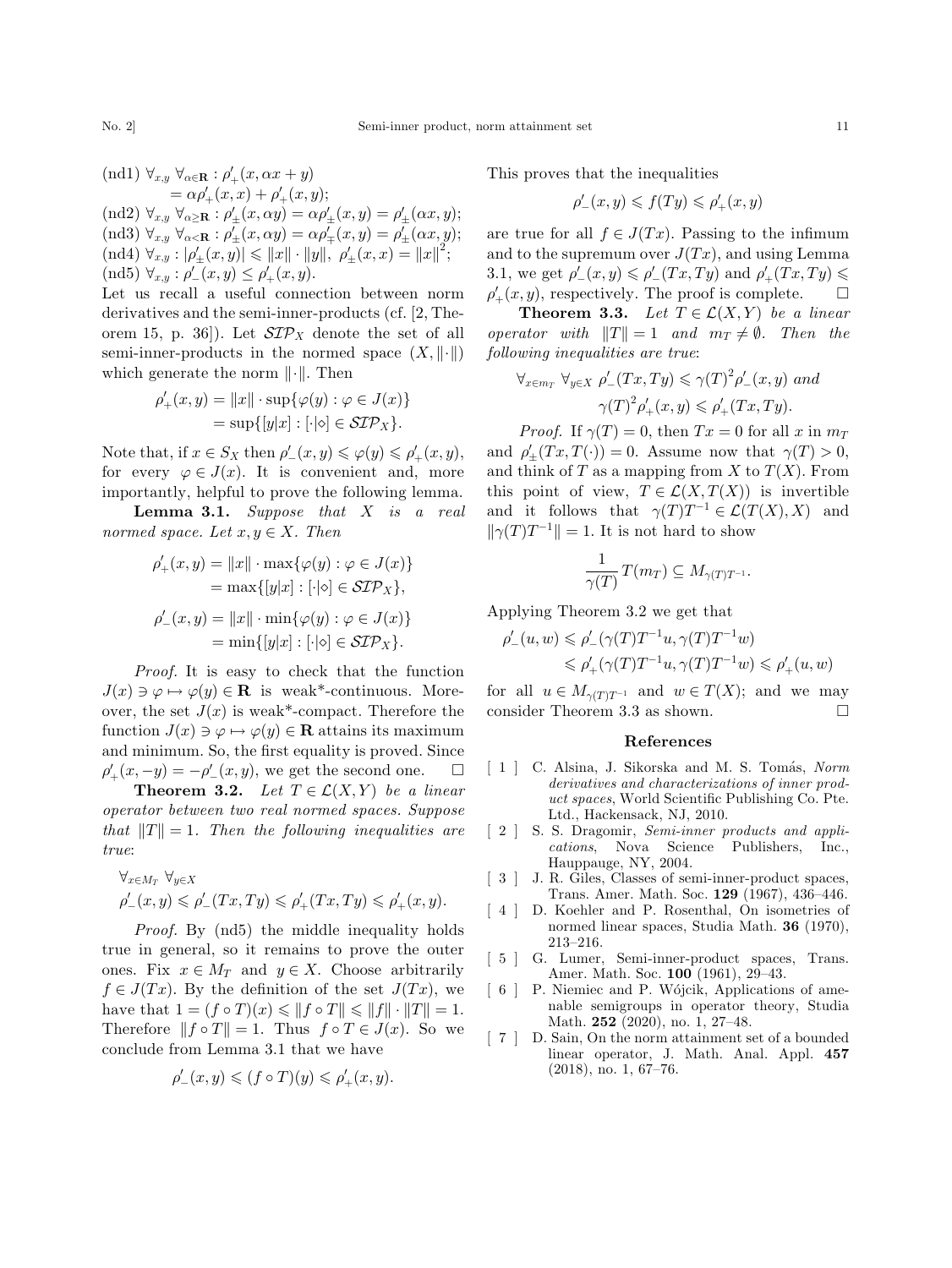(nd1) $\forall_{x,y}\ \forall_{\alpha\in\mathbf{R}} : \rho'_+(x, \alpha x + y)$
$= \alpha\rho'_+(x, x) + \rho'_+(x, y)$;
(nd2) $\forall_{x,y}\ \forall_{\alpha\geq\mathbf{R}} : \rho'_\pm(x, \alpha y) = \alpha\rho'_\pm(x, y) = \rho'_\pm(\alpha x, y)$;
(nd3) $\forall_{x,y}\ \forall_{\alpha<\mathbf{R}} : \rho'_\pm(x, \alpha y) = \alpha\rho'_\mp(x, y) = \rho'_\pm(\alpha x, y)$;
(nd4) $\forall_{x,y} : |\rho'_\pm(x, y)| \leqslant \|x\| \cdot \|y\|,\ \rho'_\pm(x, x) = \|x\|^2$;
(nd5) $\forall_{x,y} : \rho'_-(x, y) \leq \rho'_+(x, y)$.

Let us recall a useful connection between norm derivatives and the semi-inner-products (cf. [2, Theorem 15, p. 36]). Let $\mathcal{SIP}_X$ denote the set of all semi-inner-products in the normed space $(X, \|\cdot\|)$ which generate the norm $\|\cdot\|$. Then

$$\begin{aligned}\rho'_+(x, y) &= \|x\| \cdot \sup\{\varphi(y) : \varphi \in J(x)\} \\ &= \sup\{[y|x] : [\cdot|\diamond] \in \mathcal{SIP}_X\}.\end{aligned}$$

Note that, if $x \in S_X$ then $\rho'_-(x, y) \leqslant \varphi(y) \leqslant \rho'_+(x, y)$, for every $\varphi \in J(x)$. It is convenient and, more importantly, helpful to prove the following lemma.

**Lemma 3.1.** *Suppose that $X$ is a real normed space. Let $x, y \in X$. Then*

$$\begin{aligned}\rho'_+(x, y) &= \|x\| \cdot \max\{\varphi(y) : \varphi \in J(x)\} \\ &= \max\{[y|x] : [\cdot|\diamond] \in \mathcal{SIP}_X\},\end{aligned}$$

$$\begin{aligned}\rho'_-(x, y) &= \|x\| \cdot \min\{\varphi(y) : \varphi \in J(x)\} \\ &= \min\{[y|x] : [\cdot|\diamond] \in \mathcal{SIP}_X\}.\end{aligned}$$

*Proof.* It is easy to check that the function $J(x) \ni \varphi \mapsto \varphi(y) \in \mathbf{R}$ is weak\*-continuous. Moreover, the set $J(x)$ is weak\*-compact. Therefore the function $J(x) \ni \varphi \mapsto \varphi(y) \in \mathbf{R}$ attains its maximum and minimum. So, the first equality is proved. Since $\rho'_+(x, -y) = -\rho'_-(x, y)$, we get the second one. □

**Theorem 3.2.** *Let $T \in \mathcal{L}(X, Y)$ be a linear operator between two real normed spaces. Suppose that $\|T\| = 1$. Then the following inequalities are true*:

$$\forall_{x\in M_T}\ \forall_{y\in X}$$
$$\rho'_-(x, y) \leqslant \rho'_-(Tx, Ty) \leqslant \rho'_+(Tx, Ty) \leqslant \rho'_+(x, y).$$

*Proof.* By (nd5) the middle inequality holds true in general, so it remains to prove the outer ones. Fix $x \in M_T$ and $y \in X$. Choose arbitrarily $f \in J(Tx)$. By the definition of the set $J(Tx)$, we have that $1 = (f \circ T)(x) \leqslant \|f \circ T\| \leqslant \|f\| \cdot \|T\| = 1$. Therefore $\|f \circ T\| = 1$. Thus $f \circ T \in J(x)$. So we conclude from Lemma 3.1 that we have

$$\rho'_-(x, y) \leqslant (f \circ T)(y) \leqslant \rho'_+(x, y).$$

This proves that the inequalities

$$\rho'_-(x, y) \leqslant f(Ty) \leqslant \rho'_+(x, y)$$

are true for all $f \in J(Tx)$. Passing to the infimum and to the supremum over $J(Tx)$, and using Lemma 3.1, we get $\rho'_-(x, y) \leqslant \rho'_-(Tx, Ty)$ and $\rho'_+(Tx, Ty) \leqslant \rho'_+(x, y)$, respectively. The proof is complete. □

**Theorem 3.3.** *Let $T \in \mathcal{L}(X, Y)$ be a linear operator with $\|T\| = 1$ and $m_T \neq \emptyset$. Then the following inequalities are true*:

$$\forall_{x\in m_T}\ \forall_{y\in X}\ \rho'_-(Tx, Ty) \leqslant \gamma(T)^2\rho'_-(x, y) \text{ and}$$
$$\gamma(T)^2\rho'_+(x, y) \leqslant \rho'_+(Tx, Ty).$$

*Proof.* If $\gamma(T) = 0$, then $Tx = 0$ for all $x$ in $m_T$ and $\rho'_\pm(Tx, T(\cdot)) = 0$. Assume now that $\gamma(T) > 0$, and think of $T$ as a mapping from $X$ to $T(X)$. From this point of view, $T \in \mathcal{L}(X, T(X))$ is invertible and it follows that $\gamma(T)T^{-1} \in \mathcal{L}(T(X), X)$ and $\|\gamma(T)T^{-1}\| = 1$. It is not hard to show

$$\frac{1}{\gamma(T)}\, T(m_T) \subseteq M_{\gamma(T)T^{-1}}.$$

Applying Theorem 3.2 we get that

$$\begin{aligned}\rho'_-(u, w) &\leqslant \rho'_-(\gamma(T)T^{-1}u, \gamma(T)T^{-1}w) \\ &\leqslant \rho'_+(\gamma(T)T^{-1}u, \gamma(T)T^{-1}w) \leqslant \rho'_+(u, w)\end{aligned}$$

for all $u \in M_{\gamma(T)T^{-1}}$ and $w \in T(X)$; and we may consider Theorem 3.3 as shown. □

## References

[1] C. Alsina, J. Sikorska and M. S. Tomás, *Norm derivatives and characterizations of inner product spaces*, World Scientific Publishing Co. Pte. Ltd., Hackensack, NJ, 2010.

[2] S. S. Dragomir, *Semi-inner products and applications*, Nova Science Publishers, Inc., Hauppauge, NY, 2004.

[3] J. R. Giles, Classes of semi-inner-product spaces, Trans. Amer. Math. Soc. **129** (1967), 436–446.

[4] D. Koehler and P. Rosenthal, On isometries of normed linear spaces, Studia Math. **36** (1970), 213–216.

[5] G. Lumer, Semi-inner-product spaces, Trans. Amer. Math. Soc. **100** (1961), 29–43.

[6] P. Niemiec and P. Wójcik, Applications of amenable semigroups in operator theory, Studia Math. **252** (2020), no. 1, 27–48.

[7] D. Sain, On the norm attainment set of a bounded linear operator, J. Math. Anal. Appl. **457** (2018), no. 1, 67–76.